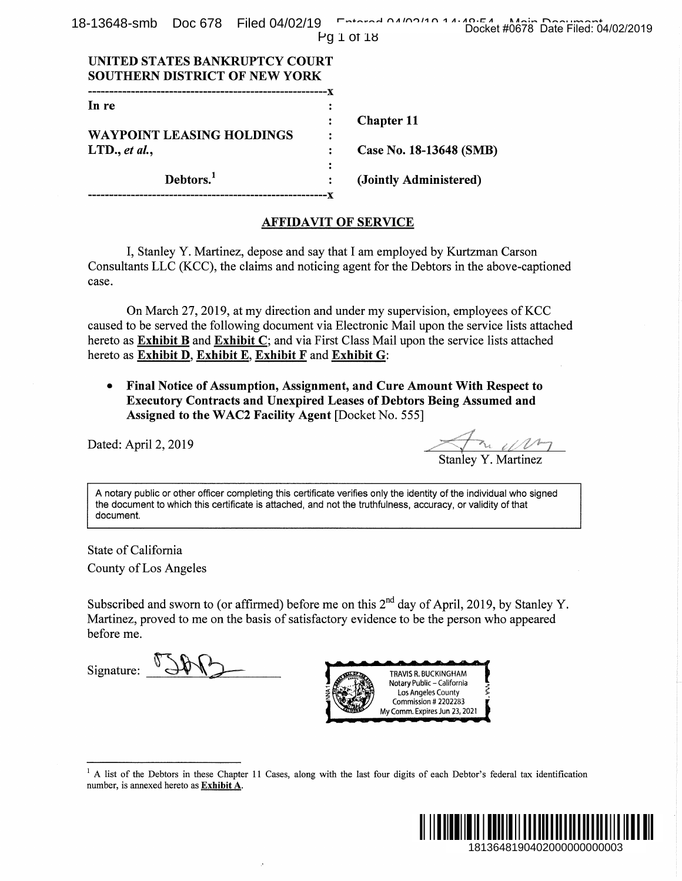UNITED STATES BANKRUPTCY COURT
SOUTHERN DISTRICT OF NEW YORK

| | | |
|---|---|---|
| In re | : | |
| | : | Chapter 11 |
| WAYPOINT LEASING HOLDINGS LTD., *et al.*, | : | Case No. 18-13648 (SMB) |
| | : | |
| Debtors.[1] | : | (Jointly Administered) |

## AFFIDAVIT OF SERVICE

I, Stanley Y. Martinez, depose and say that I am employed by Kurtzman Carson Consultants LLC (KCC), the claims and noticing agent for the Debtors in the above-captioned case.

On March 27, 2019, at my direction and under my supervision, employees of KCC caused to be served the following document via Electronic Mail upon the service lists attached hereto as **Exhibit B** and **Exhibit C**; and via First Class Mail upon the service lists attached hereto as **Exhibit D**, **Exhibit E**, **Exhibit F** and **Exhibit G**:

- **Final Notice of Assumption, Assignment, and Cure Amount With Respect to Executory Contracts and Unexpired Leases of Debtors Being Assumed and Assigned to the WAC2 Facility Agent** [Docket No. 555]

Dated: April 2, 2019

Stanley Y. Martinez

A notary public or other officer completing this certificate verifies only the identity of the individual who signed the document to which this certificate is attached, and not the truthfulness, accuracy, or validity of that document.

State of California
County of Los Angeles

Subscribed and sworn to (or affirmed) before me on this 2nd day of April, 2019, by Stanley Y. Martinez, proved to me on the basis of satisfactory evidence to be the person who appeared before me.

Signature: ____________

TRAVIS R. BUCKINGHAM
Notary Public – California
Los Angeles County
Commission # 2202283
My Comm. Expires Jun 23, 2021

[1] A list of the Debtors in these Chapter 11 Cases, along with the last four digits of each Debtor's federal tax identification number, is annexed hereto as **Exhibit A**.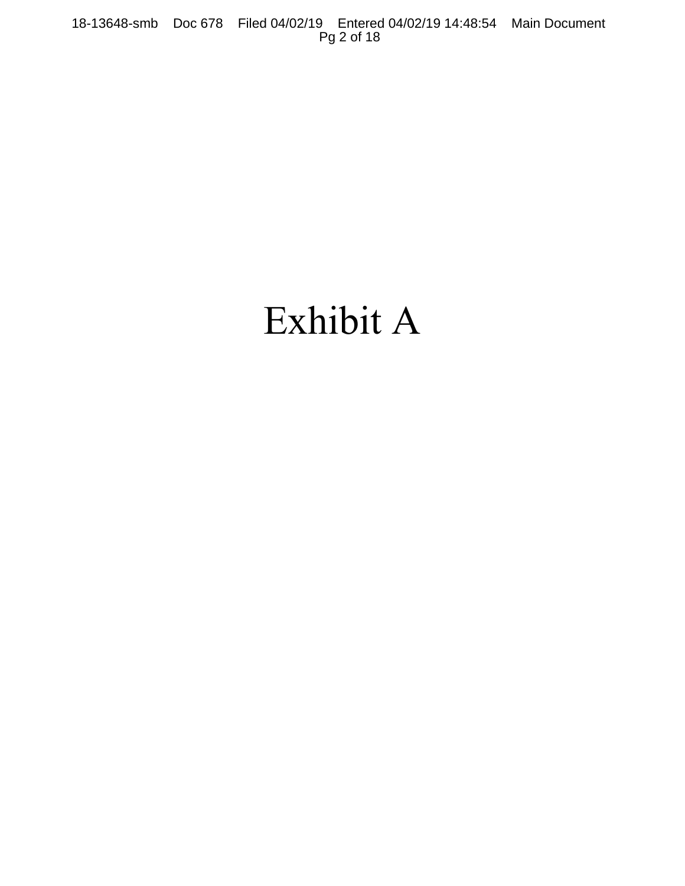# Exhibit A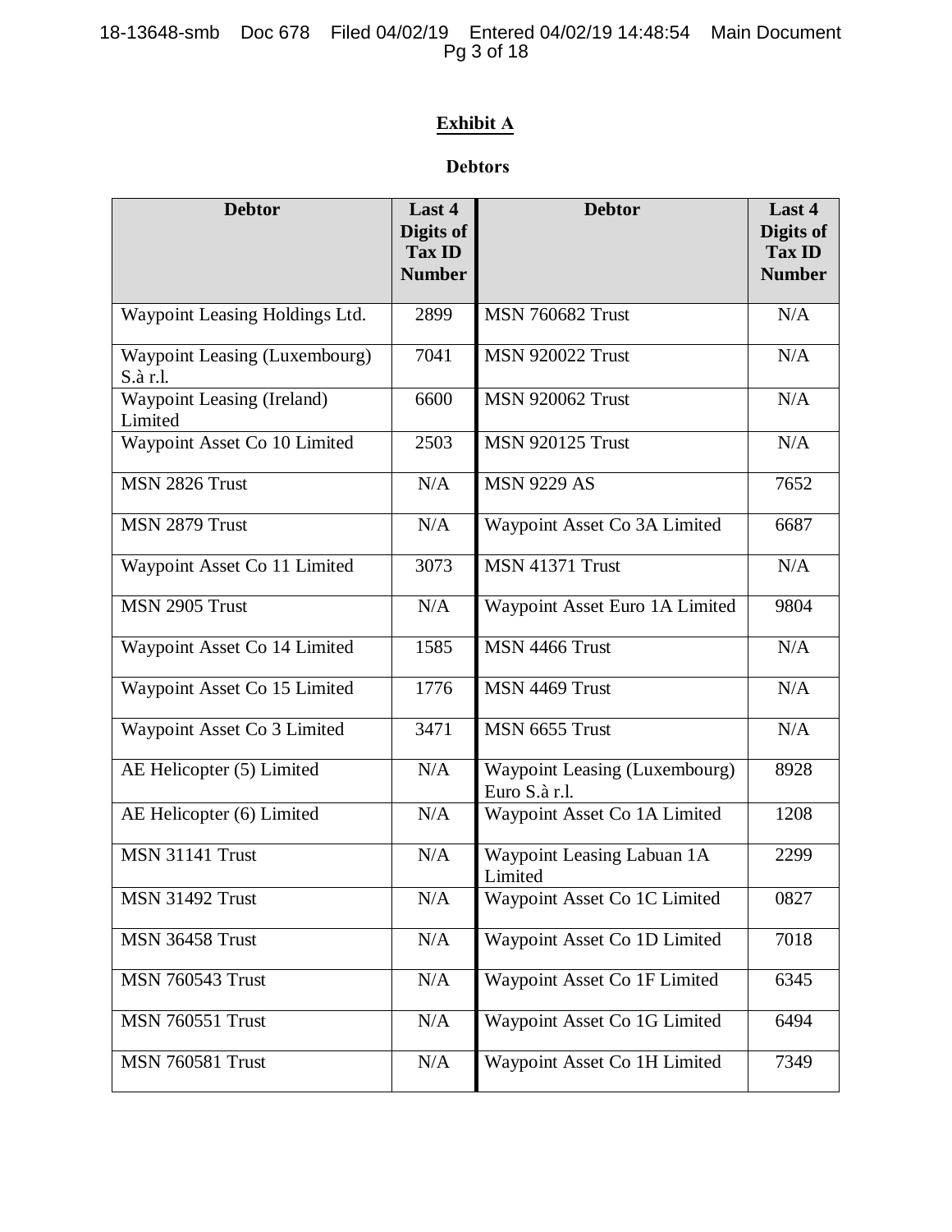# Exhibit A

## Debtors

| Debtor | Last 4 Digits of Tax ID Number | Debtor | Last 4 Digits of Tax ID Number |
|---|---|---|---|
| Waypoint Leasing Holdings Ltd. | 2899 | MSN 760682 Trust | N/A |
| Waypoint Leasing (Luxembourg) S.à r.l. | 7041 | MSN 920022 Trust | N/A |
| Waypoint Leasing (Ireland) Limited | 6600 | MSN 920062 Trust | N/A |
| Waypoint Asset Co 10 Limited | 2503 | MSN 920125 Trust | N/A |
| MSN 2826 Trust | N/A | MSN 9229 AS | 7652 |
| MSN 2879 Trust | N/A | Waypoint Asset Co 3A Limited | 6687 |
| Waypoint Asset Co 11 Limited | 3073 | MSN 41371 Trust | N/A |
| MSN 2905 Trust | N/A | Waypoint Asset Euro 1A Limited | 9804 |
| Waypoint Asset Co 14 Limited | 1585 | MSN 4466 Trust | N/A |
| Waypoint Asset Co 15 Limited | 1776 | MSN 4469 Trust | N/A |
| Waypoint Asset Co 3 Limited | 3471 | MSN 6655 Trust | N/A |
| AE Helicopter (5) Limited | N/A | Waypoint Leasing (Luxembourg) Euro S.à r.l. | 8928 |
| AE Helicopter (6) Limited | N/A | Waypoint Asset Co 1A Limited | 1208 |
| MSN 31141 Trust | N/A | Waypoint Leasing Labuan 1A Limited | 2299 |
| MSN 31492 Trust | N/A | Waypoint Asset Co 1C Limited | 0827 |
| MSN 36458 Trust | N/A | Waypoint Asset Co 1D Limited | 7018 |
| MSN 760543 Trust | N/A | Waypoint Asset Co 1F Limited | 6345 |
| MSN 760551 Trust | N/A | Waypoint Asset Co 1G Limited | 6494 |
| MSN 760581 Trust | N/A | Waypoint Asset Co 1H Limited | 7349 |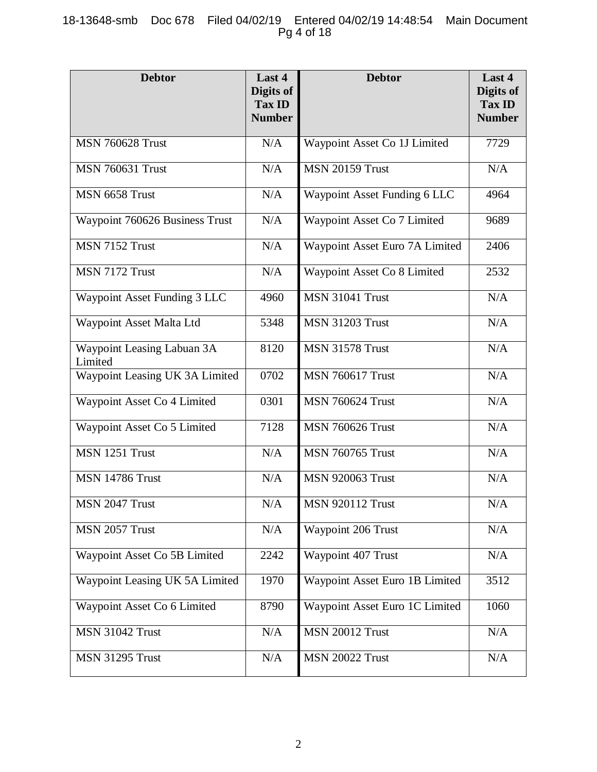| Debtor | Last 4 Digits of Tax ID Number | Debtor | Last 4 Digits of Tax ID Number |
|---|---|---|---|
| MSN 760628 Trust | N/A | Waypoint Asset Co 1J Limited | 7729 |
| MSN 760631 Trust | N/A | MSN 20159 Trust | N/A |
| MSN 6658 Trust | N/A | Waypoint Asset Funding 6 LLC | 4964 |
| Waypoint 760626 Business Trust | N/A | Waypoint Asset Co 7 Limited | 9689 |
| MSN 7152 Trust | N/A | Waypoint Asset Euro 7A Limited | 2406 |
| MSN 7172 Trust | N/A | Waypoint Asset Co 8 Limited | 2532 |
| Waypoint Asset Funding 3 LLC | 4960 | MSN 31041 Trust | N/A |
| Waypoint Asset Malta Ltd | 5348 | MSN 31203 Trust | N/A |
| Waypoint Leasing Labuan 3A Limited | 8120 | MSN 31578 Trust | N/A |
| Waypoint Leasing UK 3A Limited | 0702 | MSN 760617 Trust | N/A |
| Waypoint Asset Co 4 Limited | 0301 | MSN 760624 Trust | N/A |
| Waypoint Asset Co 5 Limited | 7128 | MSN 760626 Trust | N/A |
| MSN 1251 Trust | N/A | MSN 760765 Trust | N/A |
| MSN 14786 Trust | N/A | MSN 920063 Trust | N/A |
| MSN 2047 Trust | N/A | MSN 920112 Trust | N/A |
| MSN 2057 Trust | N/A | Waypoint 206 Trust | N/A |
| Waypoint Asset Co 5B Limited | 2242 | Waypoint 407 Trust | N/A |
| Waypoint Leasing UK 5A Limited | 1970 | Waypoint Asset Euro 1B Limited | 3512 |
| Waypoint Asset Co 6 Limited | 8790 | Waypoint Asset Euro 1C Limited | 1060 |
| MSN 31042 Trust | N/A | MSN 20012 Trust | N/A |
| MSN 31295 Trust | N/A | MSN 20022 Trust | N/A |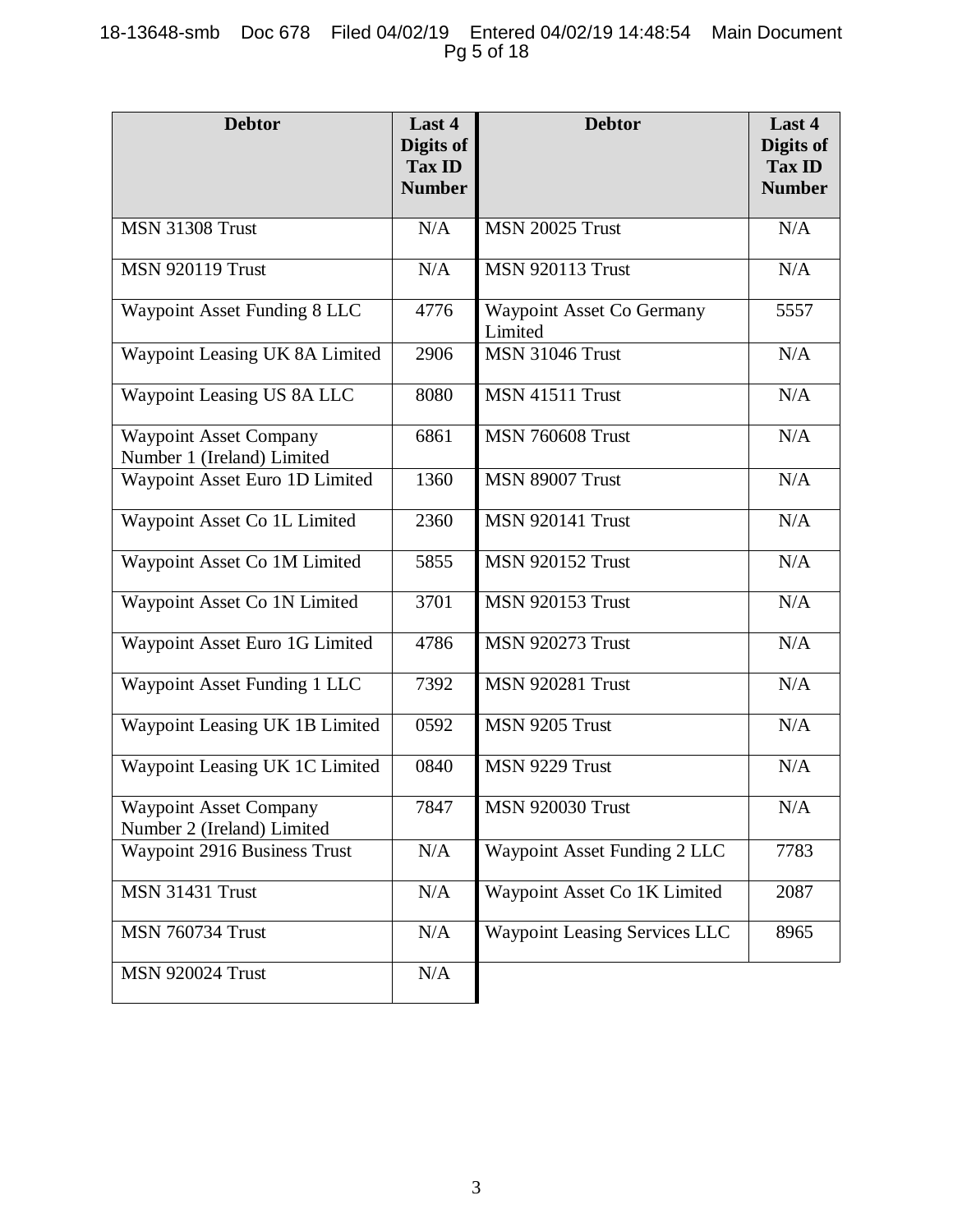| Debtor | Last 4 Digits of Tax ID Number | Debtor | Last 4 Digits of Tax ID Number |
|---|---|---|---|
| MSN 31308 Trust | N/A | MSN 20025 Trust | N/A |
| MSN 920119 Trust | N/A | MSN 920113 Trust | N/A |
| Waypoint Asset Funding 8 LLC | 4776 | Waypoint Asset Co Germany Limited | 5557 |
| Waypoint Leasing UK 8A Limited | 2906 | MSN 31046 Trust | N/A |
| Waypoint Leasing US 8A LLC | 8080 | MSN 41511 Trust | N/A |
| Waypoint Asset Company Number 1 (Ireland) Limited | 6861 | MSN 760608 Trust | N/A |
| Waypoint Asset Euro 1D Limited | 1360 | MSN 89007 Trust | N/A |
| Waypoint Asset Co 1L Limited | 2360 | MSN 920141 Trust | N/A |
| Waypoint Asset Co 1M Limited | 5855 | MSN 920152 Trust | N/A |
| Waypoint Asset Co 1N Limited | 3701 | MSN 920153 Trust | N/A |
| Waypoint Asset Euro 1G Limited | 4786 | MSN 920273 Trust | N/A |
| Waypoint Asset Funding 1 LLC | 7392 | MSN 920281 Trust | N/A |
| Waypoint Leasing UK 1B Limited | 0592 | MSN 9205 Trust | N/A |
| Waypoint Leasing UK 1C Limited | 0840 | MSN 9229 Trust | N/A |
| Waypoint Asset Company Number 2 (Ireland) Limited | 7847 | MSN 920030 Trust | N/A |
| Waypoint 2916 Business Trust | N/A | Waypoint Asset Funding 2 LLC | 7783 |
| MSN 31431 Trust | N/A | Waypoint Asset Co 1K Limited | 2087 |
| MSN 760734 Trust | N/A | Waypoint Leasing Services LLC | 8965 |
| MSN 920024 Trust | N/A | | |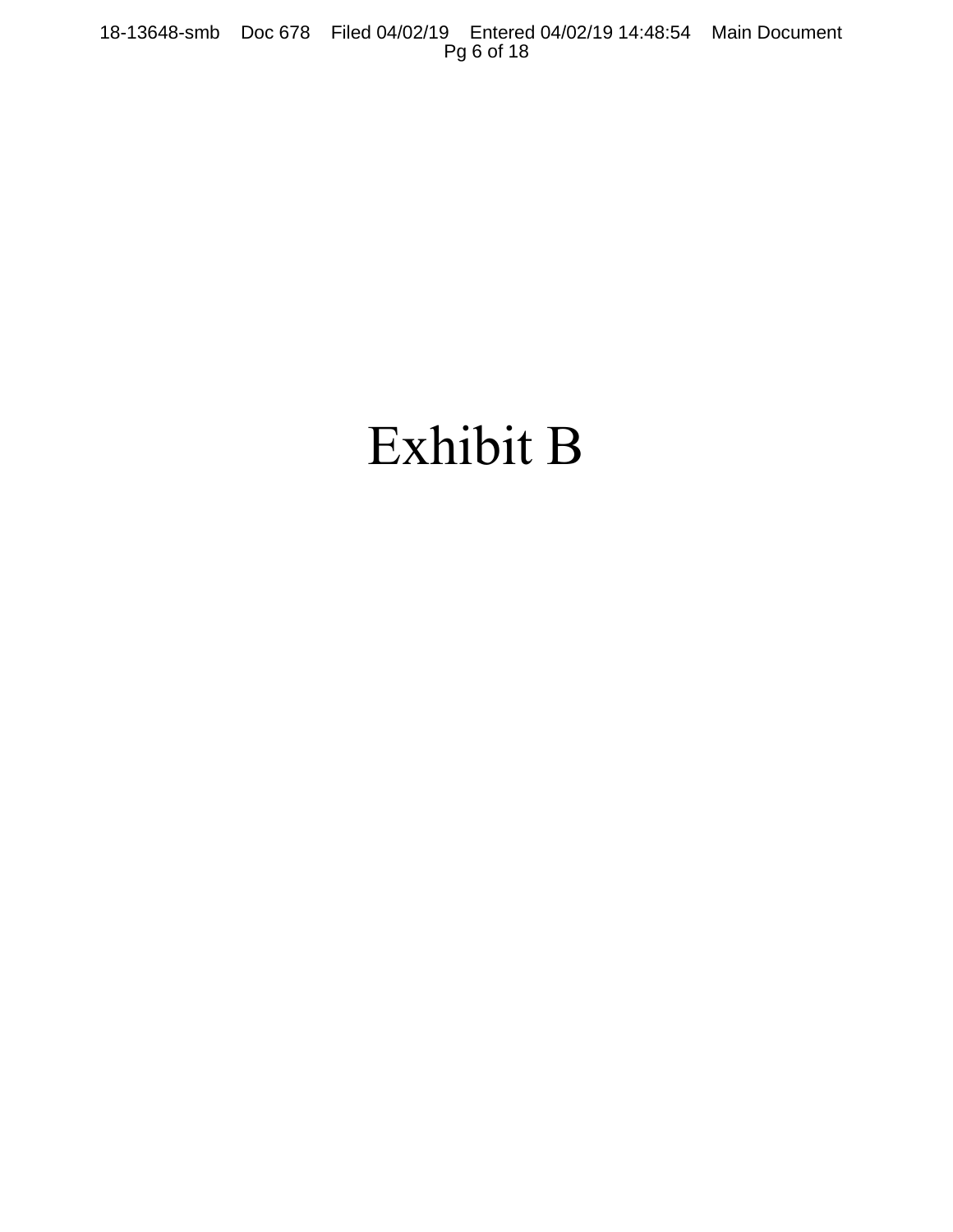# Exhibit B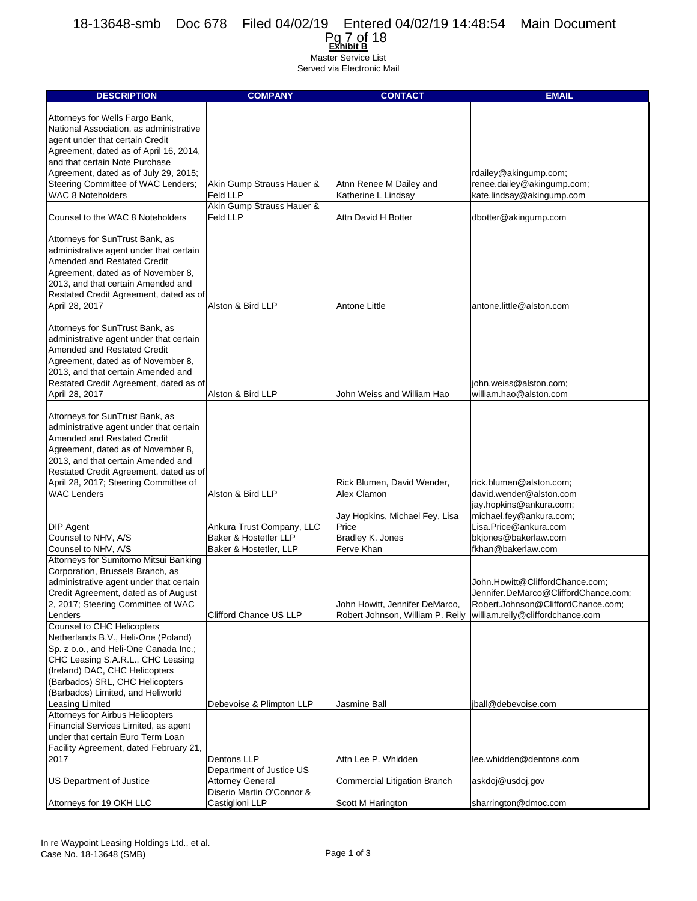**Exhibit B**

Master Service List
Served via Electronic Mail

| DESCRIPTION | COMPANY | CONTACT | EMAIL |
| --- | --- | --- | --- |
| Attorneys for Wells Fargo Bank, National Association, as administrative agent under that certain Credit Agreement, dated as of April 16, 2014, and that certain Note Purchase Agreement, dated as of July 29, 2015; Steering Committee of WAC Lenders; WAC 8 Noteholders | Akin Gump Strauss Hauer & Feld LLP | Atnn Renee M Dailey and Katherine L Lindsay | rdailey@akingump.com; renee.dailey@akingump.com; kate.lindsay@akingump.com |
| Counsel to the WAC 8 Noteholders | Akin Gump Strauss Hauer & Feld LLP | Attn David H Botter | dbotter@akingump.com |
| Attorneys for SunTrust Bank, as administrative agent under that certain Amended and Restated Credit Agreement, dated as of November 8, 2013, and that certain Amended and Restated Credit Agreement, dated as of April 28, 2017 | Alston & Bird LLP | Antone Little | antone.little@alston.com |
| Attorneys for SunTrust Bank, as administrative agent under that certain Amended and Restated Credit Agreement, dated as of November 8, 2013, and that certain Amended and Restated Credit Agreement, dated as of April 28, 2017 | Alston & Bird LLP | John Weiss and William Hao | john.weiss@alston.com; william.hao@alston.com |
| Attorneys for SunTrust Bank, as administrative agent under that certain Amended and Restated Credit Agreement, dated as of November 8, 2013, and that certain Amended and Restated Credit Agreement, dated as of April 28, 2017; Steering Committee of WAC Lenders | Alston & Bird LLP | Rick Blumen, David Wender, Alex Clamon | rick.blumen@alston.com; david.wender@alston.com |
| DIP Agent | Ankura Trust Company, LLC | Jay Hopkins, Michael Fey, Lisa Price | jay.hopkins@ankura.com; michael.fey@ankura.com; Lisa.Price@ankura.com |
| Counsel to NHV, A/S | Baker & Hostetler LLP | Bradley K. Jones | bkjones@bakerlaw.com |
| Counsel to NHV, A/S | Baker & Hostetler, LLP | Ferve Khan | fkhan@bakerlaw.com |
| Attorneys for Sumitomo Mitsui Banking Corporation, Brussels Branch, as administrative agent under that certain Credit Agreement, dated as of August 2, 2017; Steering Committee of WAC Lenders | Clifford Chance US LLP | John Howitt, Jennifer DeMarco, Robert Johnson, William P. Reily | John.Howitt@CliffordChance.com; Jennifer.DeMarco@CliffordChance.com; Robert.Johnson@CliffordChance.com; william.reily@cliffordchance.com |
| Counsel to CHC Helicopters Netherlands B.V., Heli-One (Poland) Sp. z o.o., and Heli-One Canada Inc.; CHC Leasing S.A.R.L., CHC Leasing (Ireland) DAC, CHC Helicopters (Barbados) SRL, CHC Helicopters (Barbados) Limited, and Heliworld Leasing Limited | Debevoise & Plimpton LLP | Jasmine Ball | jball@debevoise.com |
| Attorneys for Airbus Helicopters Financial Services Limited, as agent under that certain Euro Term Loan Facility Agreement, dated February 21, 2017 | Dentons LLP | Attn Lee P. Whidden | lee.whidden@dentons.com |
| US Department of Justice | Department of Justice US Attorney General | Commercial Litigation Branch | askdoj@usdoj.gov |
| Attorneys for 19 OKH LLC | Diserio Martin O'Connor & Castiglioni LLP | Scott M Harington | sharrington@dmoc.com |

In re Waypoint Leasing Holdings Ltd., et al.
Case No. 18-13648 (SMB)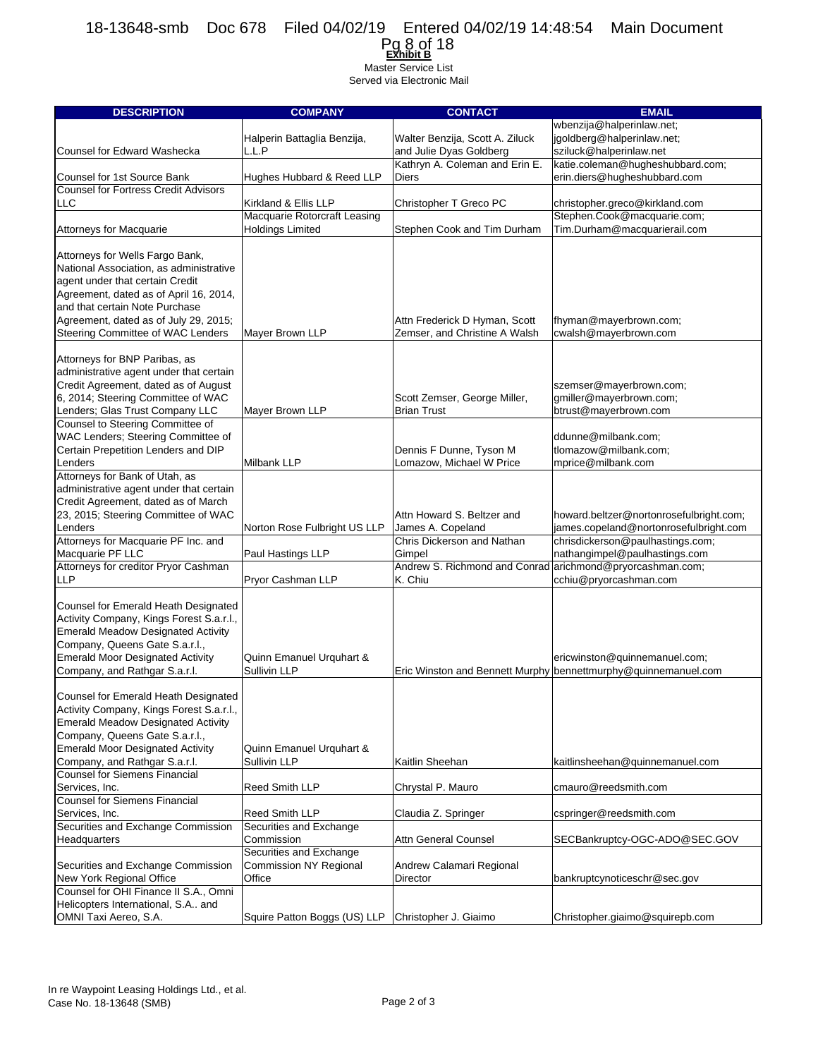**Exhibit B**

Master Service List
Served via Electronic Mail

| DESCRIPTION | COMPANY | CONTACT | EMAIL |
|---|---|---|---|
| Counsel for Edward Washecka | Halperin Battaglia Benzija, L.L.P | Walter Benzija, Scott A. Ziluck and Julie Dyas Goldberg | wbenzija@halperinlaw.net; jgoldberg@halperinlaw.net; sziluck@halperinlaw.net |
| Counsel for 1st Source Bank | Hughes Hubbard & Reed LLP | Kathryn A. Coleman and Erin E. Diers | katie.coleman@hugheshubbard.com; erin.diers@hugheshubbard.com |
| Counsel for Fortress Credit Advisors LLC | Kirkland & Ellis LLP | Christopher T Greco PC | christopher.greco@kirkland.com |
| Attorneys for Macquarie | Macquarie Rotorcraft Leasing Holdings Limited | Stephen Cook and Tim Durham | Stephen.Cook@macquarie.com; Tim.Durham@macquarierail.com |
| Attorneys for Wells Fargo Bank, National Association, as administrative agent under that certain Credit Agreement, dated as of April 16, 2014, and that certain Note Purchase Agreement, dated as of July 29, 2015; Steering Committee of WAC Lenders | Mayer Brown LLP | Attn Frederick D Hyman, Scott Zemser, and Christine A Walsh | fhyman@mayerbrown.com; cwalsh@mayerbrown.com |
| Attorneys for BNP Paribas, as administrative agent under that certain Credit Agreement, dated as of August 6, 2014; Steering Committee of WAC Lenders; Glas Trust Company LLC | Mayer Brown LLP | Scott Zemser, George Miller, Brian Trust | szemser@mayerbrown.com; gmiller@mayerbrown.com; btrust@mayerbrown.com |
| Counsel to Steering Committee of WAC Lenders; Steering Committee of Certain Prepetition Lenders and DIP Lenders | Milbank LLP | Dennis F Dunne, Tyson M Lomazow, Michael W Price | ddunne@milbank.com; tlomazow@milbank.com; mprice@milbank.com |
| Attorneys for Bank of Utah, as administrative agent under that certain Credit Agreement, dated as of March 23, 2015; Steering Committee of WAC Lenders | Norton Rose Fulbright US LLP | Attn Howard S. Beltzer and James A. Copeland | howard.beltzer@nortonrosefulbright.com; james.copeland@nortonrosefulbright.com |
| Attorneys for Macquarie PF Inc. and Macquarie PF LLC | Paul Hastings LLP | Chris Dickerson and Nathan Gimpel | chrisdickerson@paulhastings.com; nathangimpel@paulhastings.com |
| Attorneys for creditor Pryor Cashman LLP | Pryor Cashman LLP | Andrew S. Richmond and Conrad K. Chiu | arichmond@pryorcashman.com; cchiu@pryorcashman.com |
| Counsel for Emerald Heath Designated Activity Company, Kings Forest S.a.r.l., Emerald Meadow Designated Activity Company, Queens Gate S.a.r.l., Emerald Moor Designated Activity Company, and Rathgar S.a.r.l. | Quinn Emanuel Urquhart & Sullivin LLP | Eric Winston and Bennett Murphy | ericwinston@quinnemanuel.com; bennettmurphy@quinnemanuel.com |
| Counsel for Emerald Heath Designated Activity Company, Kings Forest S.a.r.l., Emerald Meadow Designated Activity Company, Queens Gate S.a.r.l., Emerald Moor Designated Activity Company, and Rathgar S.a.r.l. | Quinn Emanuel Urquhart & Sullivin LLP | Kaitlin Sheehan | kaitlinsheehan@quinnemanuel.com |
| Counsel for Siemens Financial Services, Inc. | Reed Smith LLP | Chrystal P. Mauro | cmauro@reedsmith.com |
| Counsel for Siemens Financial Services, Inc. | Reed Smith LLP | Claudia Z. Springer | cspringer@reedsmith.com |
| Securities and Exchange Commission Headquarters | Securities and Exchange Commission | Attn General Counsel | SECBankruptcy-OGC-ADO@SEC.GOV |
| Securities and Exchange Commission New York Regional Office | Securities and Exchange Commission NY Regional Office | Andrew Calamari Regional Director | bankruptcynoticeschr@sec.gov |
| Counsel for OHI Finance II S.A., Omni Helicopters International, S.A.. and OMNI Taxi Aereo, S.A. | Squire Patton Boggs (US) LLP | Christopher J. Giaimo | Christopher.giaimo@squirepb.com |

In re Waypoint Leasing Holdings Ltd., et al.
Case No. 18-13648 (SMB)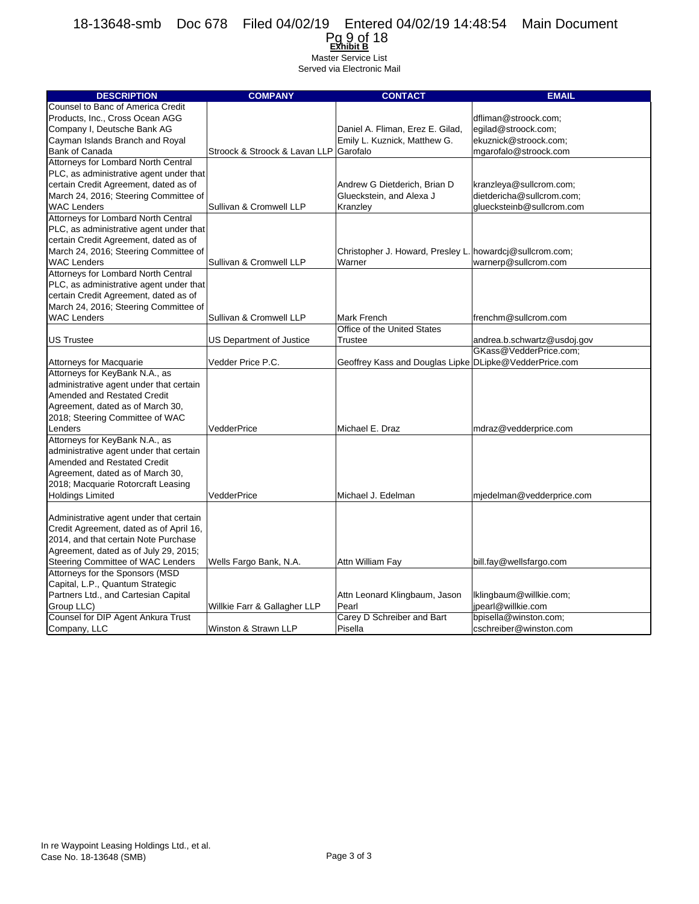**Exhibit B**

Master Service List
Served via Electronic Mail

| DESCRIPTION | COMPANY | CONTACT | EMAIL |
|---|---|---|---|
| Counsel to Banc of America Credit Products, Inc., Cross Ocean AGG Company I, Deutsche Bank AG Cayman Islands Branch and Royal Bank of Canada | Stroock & Stroock & Lavan LLP | Daniel A. Fliman, Erez E. Gilad, Emily L. Kuznick, Matthew G. Garofalo | dfliman@stroock.com; egilad@stroock.com; ekuznick@stroock.com; mgarofalo@stroock.com |
| Attorneys for Lombard North Central PLC, as administrative agent under that certain Credit Agreement, dated as of March 24, 2016; Steering Committee of WAC Lenders | Sullivan & Cromwell LLP | Andrew G Dietderich, Brian D Glueckstein, and Alexa J Kranzley | kranzleya@sullcrom.com; dietdericha@sullcrom.com; gluecksteinb@sullcrom.com |
| Attorneys for Lombard North Central PLC, as administrative agent under that certain Credit Agreement, dated as of March 24, 2016; Steering Committee of WAC Lenders | Sullivan & Cromwell LLP | Christopher J. Howard, Presley L. Warner | howardcj@sullcrom.com; warnerp@sullcrom.com |
| Attorneys for Lombard North Central PLC, as administrative agent under that certain Credit Agreement, dated as of March 24, 2016; Steering Committee of WAC Lenders | Sullivan & Cromwell LLP | Mark French | frenchm@sullcrom.com |
| US Trustee | US Department of Justice | Office of the United States Trustee | andrea.b.schwartz@usdoj.gov |
| Attorneys for Macquarie | Vedder Price P.C. | Geoffrey Kass and Douglas Lipke | GKass@VedderPrice.com; DLipke@VedderPrice.com |
| Attorneys for KeyBank N.A., as administrative agent under that certain Amended and Restated Credit Agreement, dated as of March 30, 2018; Steering Committee of WAC Lenders | VedderPrice | Michael E. Draz | mdraz@vedderprice.com |
| Attorneys for KeyBank N.A., as administrative agent under that certain Amended and Restated Credit Agreement, dated as of March 30, 2018; Macquarie Rotorcraft Leasing Holdings Limited | VedderPrice | Michael J. Edelman | mjedelman@vedderprice.com |
| Administrative agent under that certain Credit Agreement, dated as of April 16, 2014, and that certain Note Purchase Agreement, dated as of July 29, 2015; Steering Committee of WAC Lenders | Wells Fargo Bank, N.A. | Attn William Fay | bill.fay@wellsfargo.com |
| Attorneys for the Sponsors (MSD Capital, L.P., Quantum Strategic Partners Ltd., and Cartesian Capital Group LLC) | Willkie Farr & Gallagher LLP | Attn Leonard Klingbaum, Jason Pearl | lklingbaum@willkie.com; jpearl@willkie.com |
| Counsel for DIP Agent Ankura Trust Company, LLC | Winston & Strawn LLP | Carey D Schreiber and Bart Pisella | bpisella@winston.com; cschreiber@winston.com |

In re Waypoint Leasing Holdings Ltd., et al.
Case No. 18-13648 (SMB)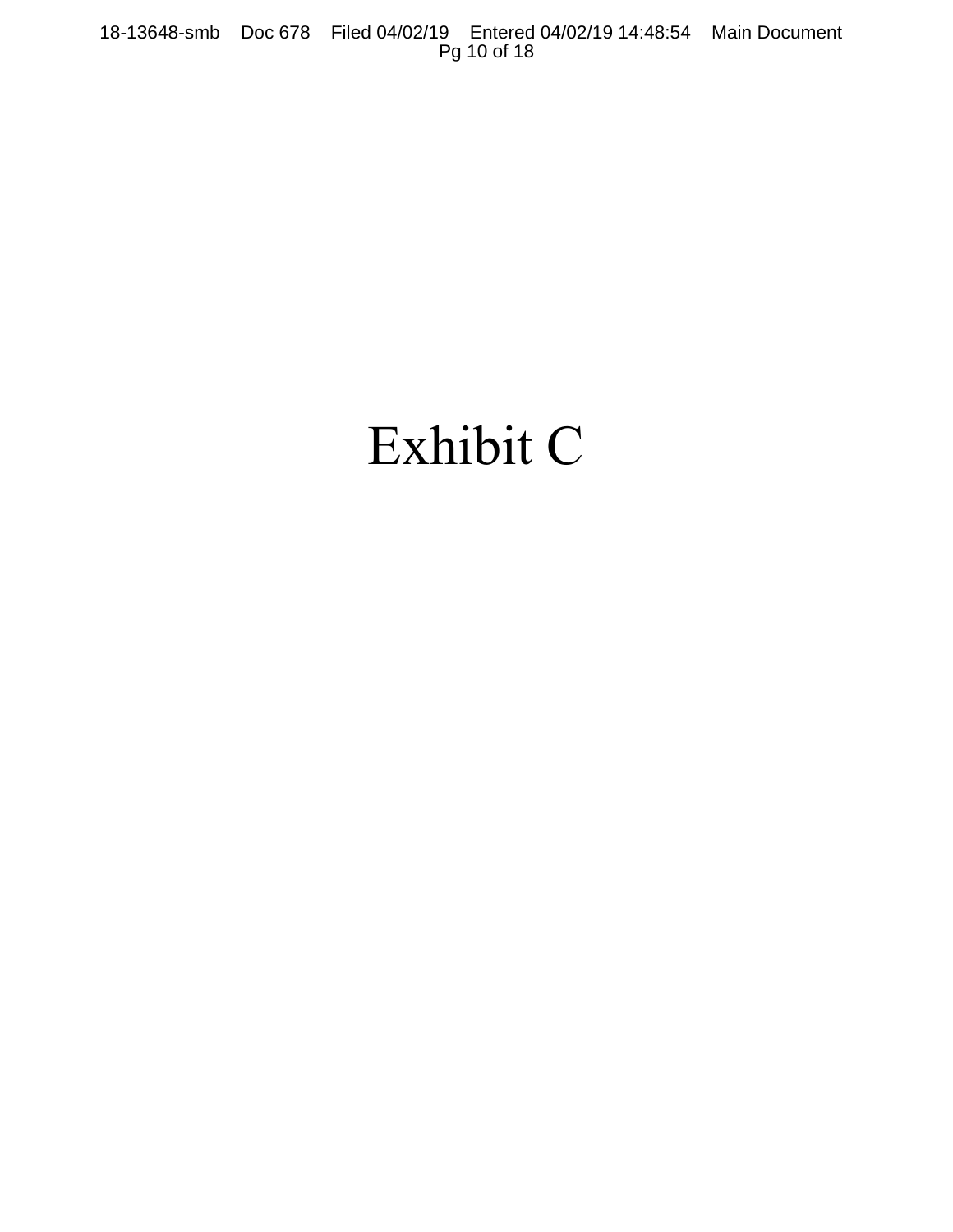# Exhibit C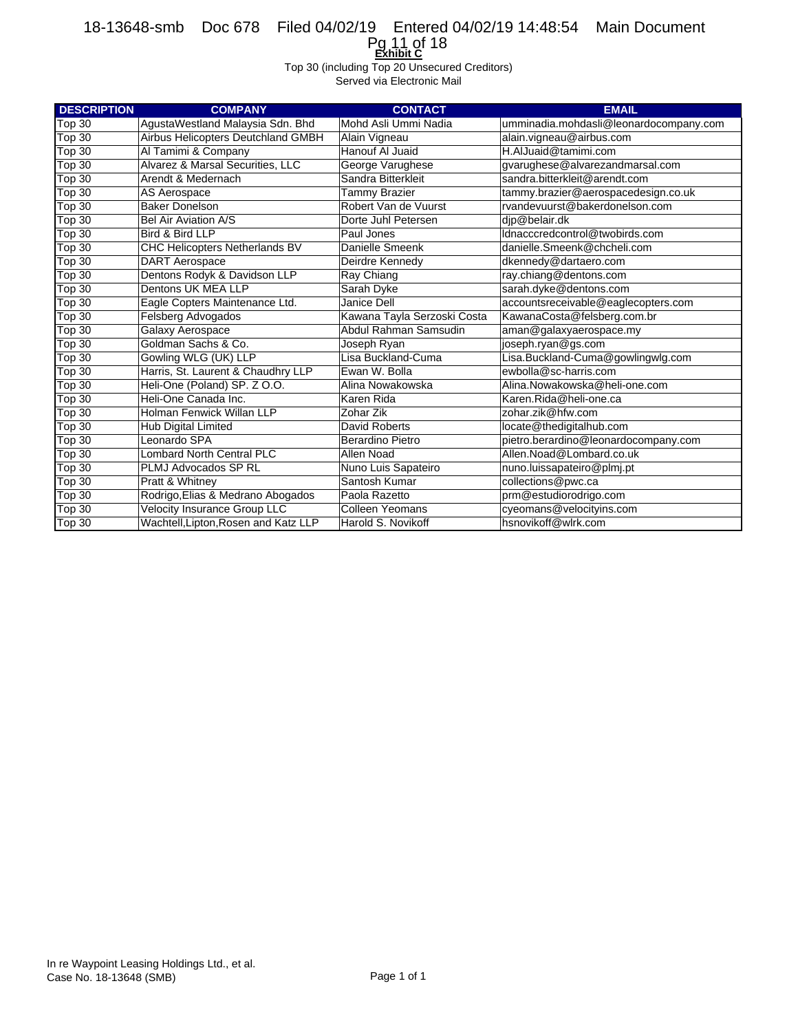**Exhibit C**

Top 30 (including Top 20 Unsecured Creditors)
Served via Electronic Mail

| DESCRIPTION | COMPANY | CONTACT | EMAIL |
|---|---|---|---|
| Top 30 | AgustaWestland Malaysia Sdn. Bhd | Mohd Asli Ummi Nadia | umminadia.mohdasli@leonardocompany.com |
| Top 30 | Airbus Helicopters Deutchland GMBH | Alain Vigneau | alain.vigneau@airbus.com |
| Top 30 | Al Tamimi & Company | Hanouf Al Juaid | H.AlJuaid@tamimi.com |
| Top 30 | Alvarez & Marsal Securities, LLC | George Varughese | gvarughese@alvarezandmarsal.com |
| Top 30 | Arendt & Medernach | Sandra Bitterkleit | sandra.bitterkleit@arendt.com |
| Top 30 | AS Aerospace | Tammy Brazier | tammy.brazier@aerospacedesign.co.uk |
| Top 30 | Baker Donelson | Robert Van de Vuurst | rvandevuurst@bakerdonelson.com |
| Top 30 | Bel Air Aviation A/S | Dorte Juhl Petersen | djp@belair.dk |
| Top 30 | Bird & Bird LLP | Paul Jones | ldnacccredcontrol@twobirds.com |
| Top 30 | CHC Helicopters Netherlands BV | Danielle Smeenk | danielle.Smeenk@chcheli.com |
| Top 30 | DART Aerospace | Deirdre Kennedy | dkennedy@dartaero.com |
| Top 30 | Dentons Rodyk & Davidson LLP | Ray Chiang | ray.chiang@dentons.com |
| Top 30 | Dentons UK MEA LLP | Sarah Dyke | sarah.dyke@dentons.com |
| Top 30 | Eagle Copters Maintenance Ltd. | Janice Dell | accountsreceivable@eaglecopters.com |
| Top 30 | Felsberg Advogados | Kawana Tayla Serzoski Costa | KawanaCosta@felsberg.com.br |
| Top 30 | Galaxy Aerospace | Abdul Rahman Samsudin | aman@galaxyaerospace.my |
| Top 30 | Goldman Sachs & Co. | Joseph Ryan | joseph.ryan@gs.com |
| Top 30 | Gowling WLG (UK) LLP | Lisa Buckland-Cuma | Lisa.Buckland-Cuma@gowlingwlg.com |
| Top 30 | Harris, St. Laurent & Chaudhry LLP | Ewan W. Bolla | ewbolla@sc-harris.com |
| Top 30 | Heli-One (Poland) SP. Z O.O. | Alina Nowakowska | Alina.Nowakowska@heli-one.com |
| Top 30 | Heli-One Canada Inc. | Karen Rida | Karen.Rida@heli-one.ca |
| Top 30 | Holman Fenwick Willan LLP | Zohar Zik | zohar.zik@hfw.com |
| Top 30 | Hub Digital Limited | David Roberts | locate@thedigitalhub.com |
| Top 30 | Leonardo SPA | Berardino Pietro | pietro.berardino@leonardocompany.com |
| Top 30 | Lombard North Central PLC | Allen Noad | Allen.Noad@Lombard.co.uk |
| Top 30 | PLMJ Advocados SP RL | Nuno Luis Sapateiro | nuno.luissapateiro@plmj.pt |
| Top 30 | Pratt & Whitney | Santosh Kumar | collections@pwc.ca |
| Top 30 | Rodrigo,Elias & Medrano Abogados | Paola Razetto | prm@estudiorodrigo.com |
| Top 30 | Velocity Insurance Group LLC | Colleen Yeomans | cyeomans@velocityins.com |
| Top 30 | Wachtell,Lipton,Rosen and Katz LLP | Harold S. Novikoff | hsnovikoff@wlrk.com |

In re Waypoint Leasing Holdings Ltd., et al.
Case No. 18-13648 (SMB)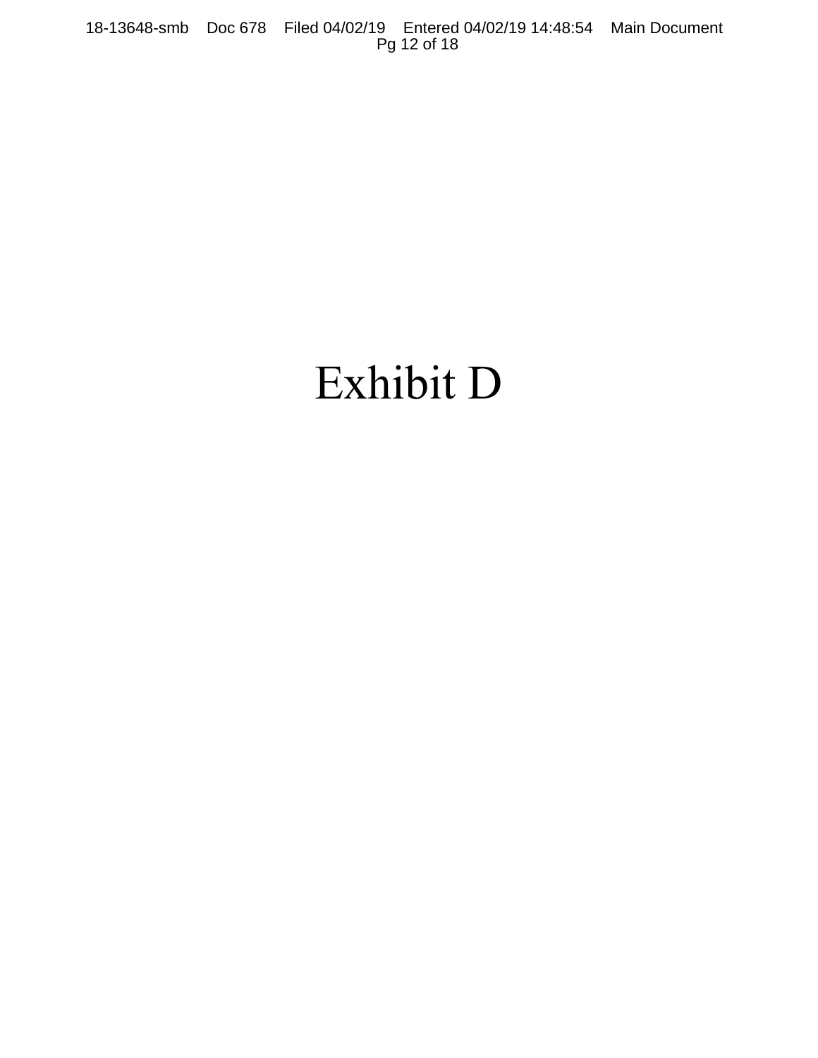# Exhibit D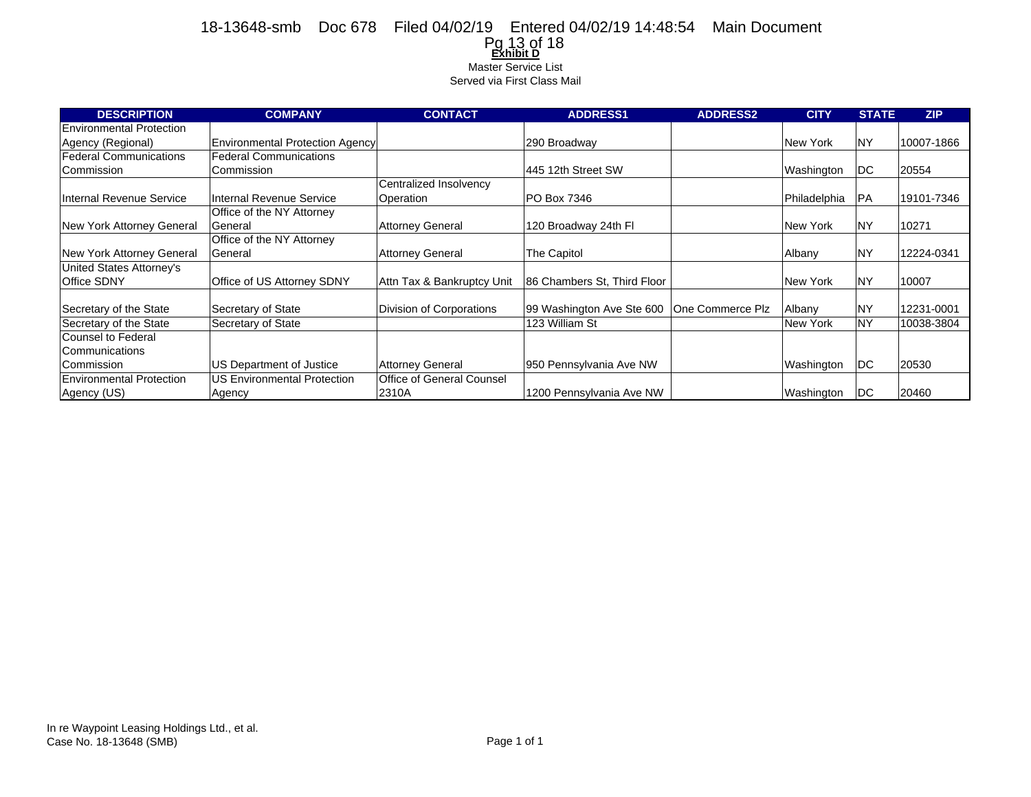**Exhibit D**

Master Service List
Served via First Class Mail

| DESCRIPTION | COMPANY | CONTACT | ADDRESS1 | ADDRESS2 | CITY | STATE | ZIP |
|---|---|---|---|---|---|---|---|
| Environmental Protection Agency (Regional) | Environmental Protection Agency | | 290 Broadway | | New York | NY | 10007-1866 |
| Federal Communications Commission | Federal Communications Commission | | 445 12th Street SW | | Washington | DC | 20554 |
| Internal Revenue Service | Internal Revenue Service | Centralized Insolvency Operation | PO Box 7346 | | Philadelphia | PA | 19101-7346 |
| New York Attorney General | Office of the NY Attorney General | Attorney General | 120 Broadway 24th Fl | | New York | NY | 10271 |
| New York Attorney General | Office of the NY Attorney General | Attorney General | The Capitol | | Albany | NY | 12224-0341 |
| United States Attorney's Office SDNY | Office of US Attorney SDNY | Attn Tax & Bankruptcy Unit | 86 Chambers St, Third Floor | | New York | NY | 10007 |
| Secretary of the State | Secretary of State | Division of Corporations | 99 Washington Ave Ste 600 | One Commerce Plz | Albany | NY | 12231-0001 |
| Secretary of the State | Secretary of State | | 123 William St | | New York | NY | 10038-3804 |
| Counsel to Federal Communications Commission | US Department of Justice | Attorney General | 950 Pennsylvania Ave NW | | Washington | DC | 20530 |
| Environmental Protection Agency (US) | US Environmental Protection Agency | Office of General Counsel 2310A | 1200 Pennsylvania Ave NW | | Washington | DC | 20460 |

In re Waypoint Leasing Holdings Ltd., et al.
Case No. 18-13648 (SMB)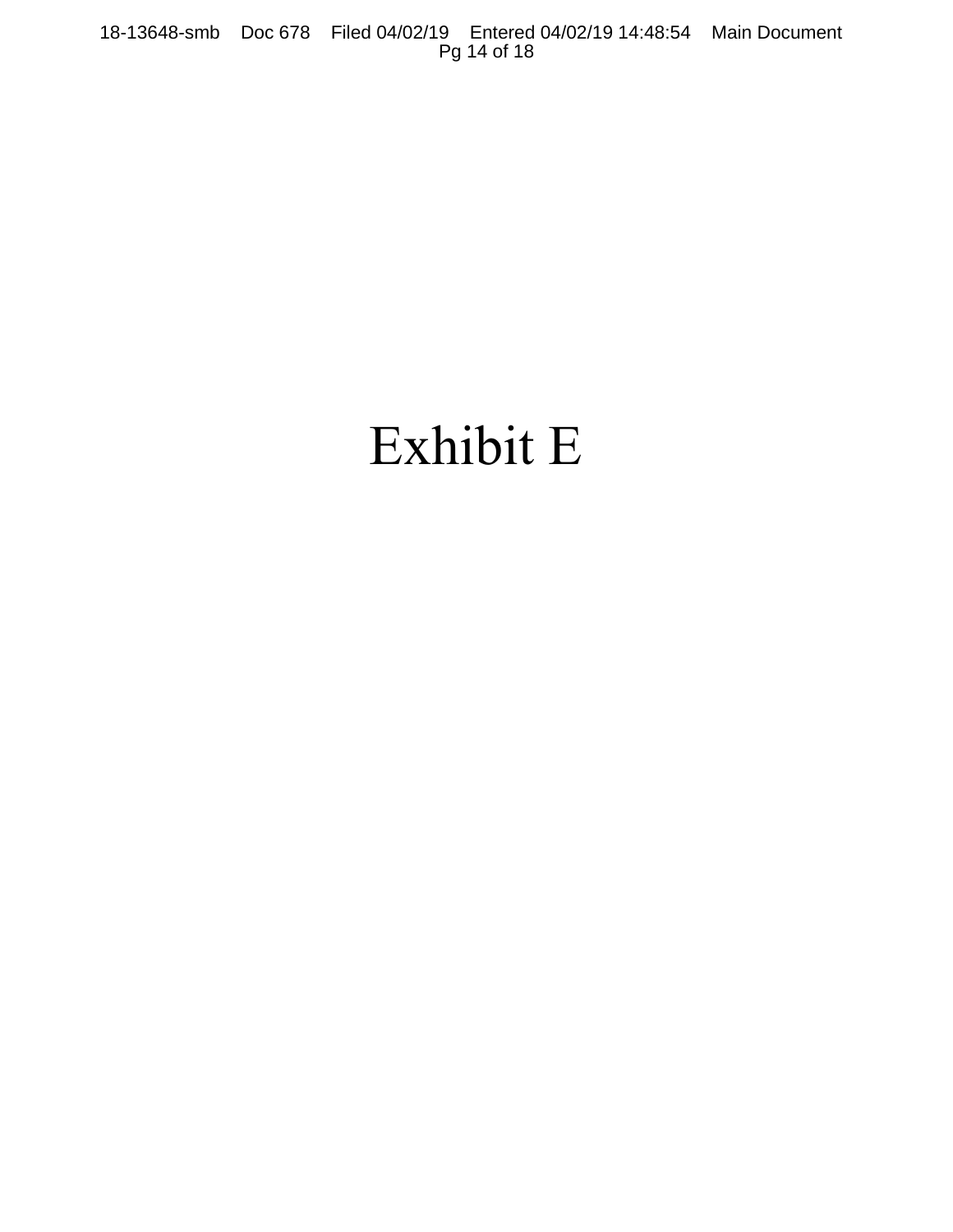# Exhibit E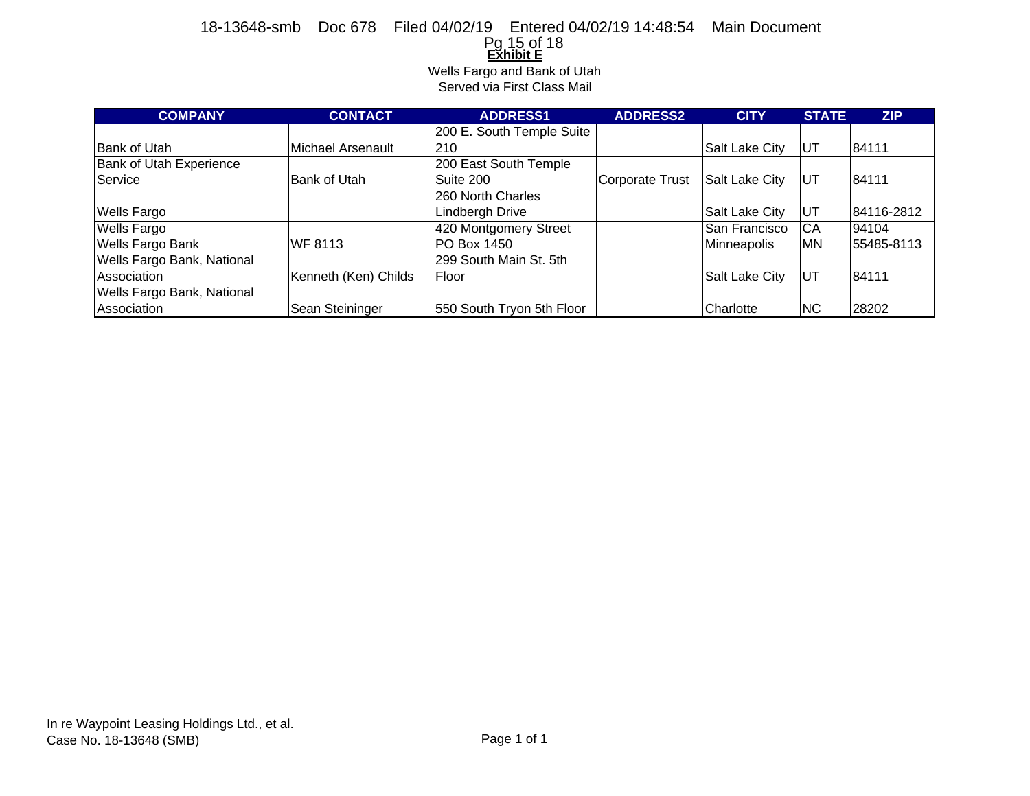**Exhibit E**

Wells Fargo and Bank of Utah
Served via First Class Mail

| COMPANY | CONTACT | ADDRESS1 | ADDRESS2 | CITY | STATE | ZIP |
|---|---|---|---|---|---|---|
| Bank of Utah | Michael Arsenault | 200 E. South Temple Suite 210 | | Salt Lake City | UT | 84111 |
| Bank of Utah Experience Service | Bank of Utah | 200 East South Temple Suite 200 | Corporate Trust | Salt Lake City | UT | 84111 |
| Wells Fargo | | 260 North Charles Lindbergh Drive | | Salt Lake City | UT | 84116-2812 |
| Wells Fargo | | 420 Montgomery Street | | San Francisco | CA | 94104 |
| Wells Fargo Bank | WF 8113 | PO Box 1450 | | Minneapolis | MN | 55485-8113 |
| Wells Fargo Bank, National Association | Kenneth (Ken) Childs | 299 South Main St. 5th Floor | | Salt Lake City | UT | 84111 |
| Wells Fargo Bank, National Association | Sean Steininger | 550 South Tryon 5th Floor | | Charlotte | NC | 28202 |

In re Waypoint Leasing Holdings Ltd., et al.
Case No. 18-13648 (SMB)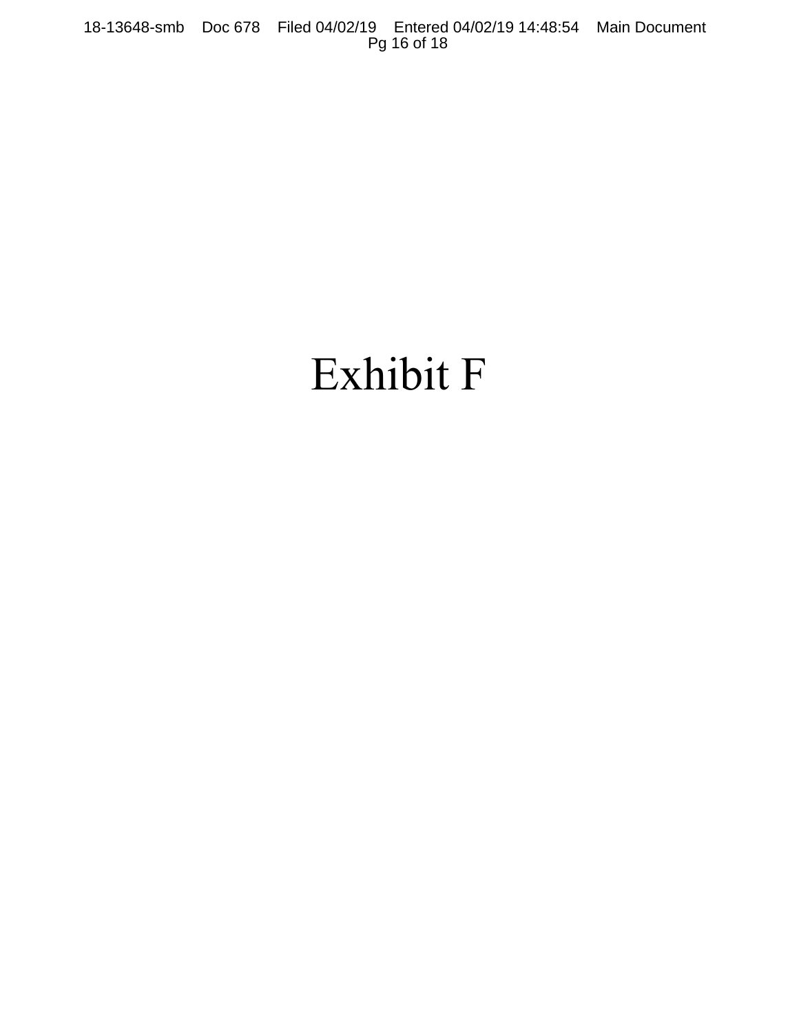# Exhibit F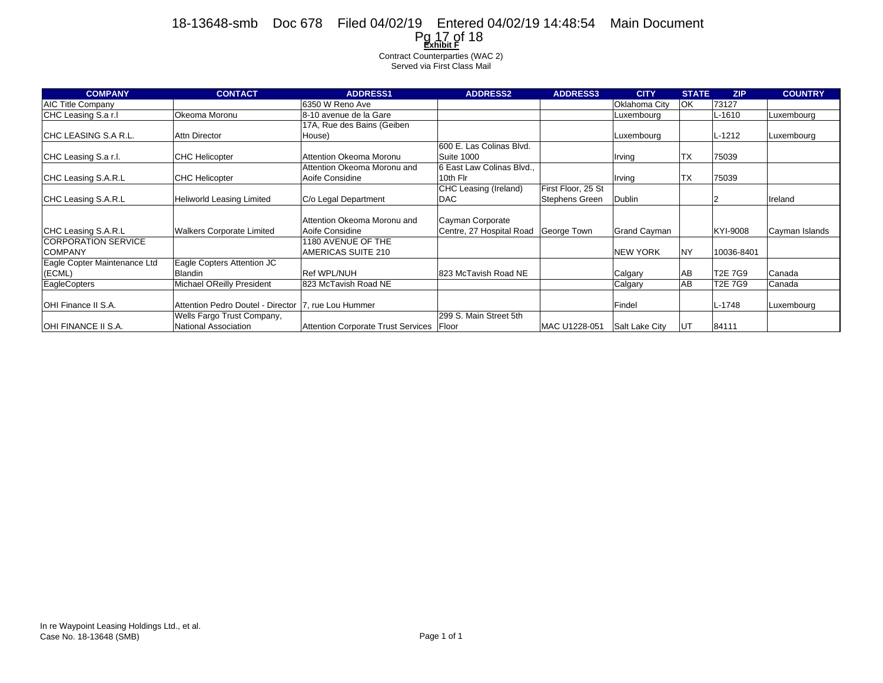**Exhibit F**

Contract Counterparties (WAC 2)
Served via First Class Mail

| COMPANY | CONTACT | ADDRESS1 | ADDRESS2 | ADDRESS3 | CITY | STATE | ZIP | COUNTRY |
|---|---|---|---|---|---|---|---|---|
| AIC Title Company | | 6350 W Reno Ave | | | Oklahoma City | OK | 73127 | |
| CHC Leasing S.a r.l | Okeoma Moronu | 8-10 avenue de la Gare | | | Luxembourg | | L-1610 | Luxembourg |
| CHC LEASING S.A R.L. | Attn Director | 17A, Rue des Bains (Geiben House) | | | Luxembourg | | L-1212 | Luxembourg |
| CHC Leasing S.a r.l. | CHC Helicopter | Attention Okeoma Moronu | 600 E. Las Colinas Blvd. Suite 1000 | | Irving | TX | 75039 | |
| CHC Leasing S.A.R.L | CHC Helicopter | Attention Okeoma Moronu and Aoife Considine | 6 East Law Colinas Blvd., 10th Flr | | Irving | TX | 75039 | |
| CHC Leasing S.A.R.L | Heliworld Leasing Limited | C/o Legal Department | CHC Leasing (Ireland) DAC | First Floor, 25 St Stephens Green | Dublin | | 2 | Ireland |
| CHC Leasing S.A.R.L | Walkers Corporate Limited | Attention Okeoma Moronu and Aoife Considine | Cayman Corporate Centre, 27 Hospital Road | George Town | Grand Cayman | | KYI-9008 | Cayman Islands |
| CORPORATION SERVICE COMPANY | | 1180 AVENUE OF THE AMERICAS SUITE 210 | | | NEW YORK | NY | 10036-8401 | |
| Eagle Copter Maintenance Ltd (ECML) | Eagle Copters Attention JC Blandin | Ref WPL/NUH | 823 McTavish Road NE | | Calgary | AB | T2E 7G9 | Canada |
| EagleCopters | Michael OReilly President | 823 McTavish Road NE | | | Calgary | AB | T2E 7G9 | Canada |
| OHI Finance II S.A. | Attention Pedro Doutel - Director | 7, rue Lou Hummer | | | Findel | | L-1748 | Luxembourg |
| OHI FINANCE II S.A. | Wells Fargo Trust Company, National Association | Attention Corporate Trust Services | 299 S. Main Street 5th Floor | MAC U1228-051 | Salt Lake City | UT | 84111 | |

In re Waypoint Leasing Holdings Ltd., et al.
Case No. 18-13648 (SMB)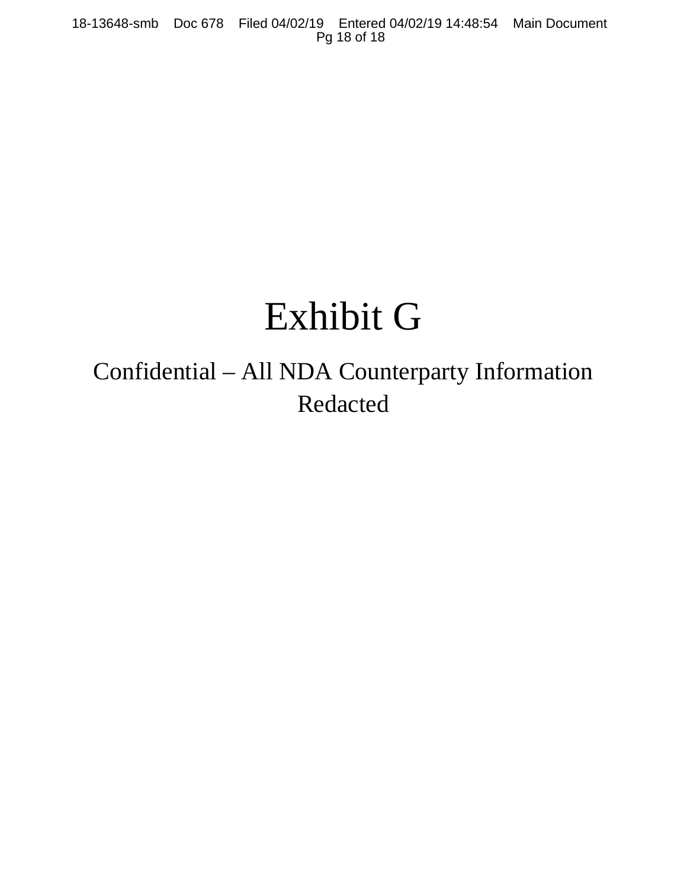# Exhibit G

Confidential – All NDA Counterparty Information Redacted